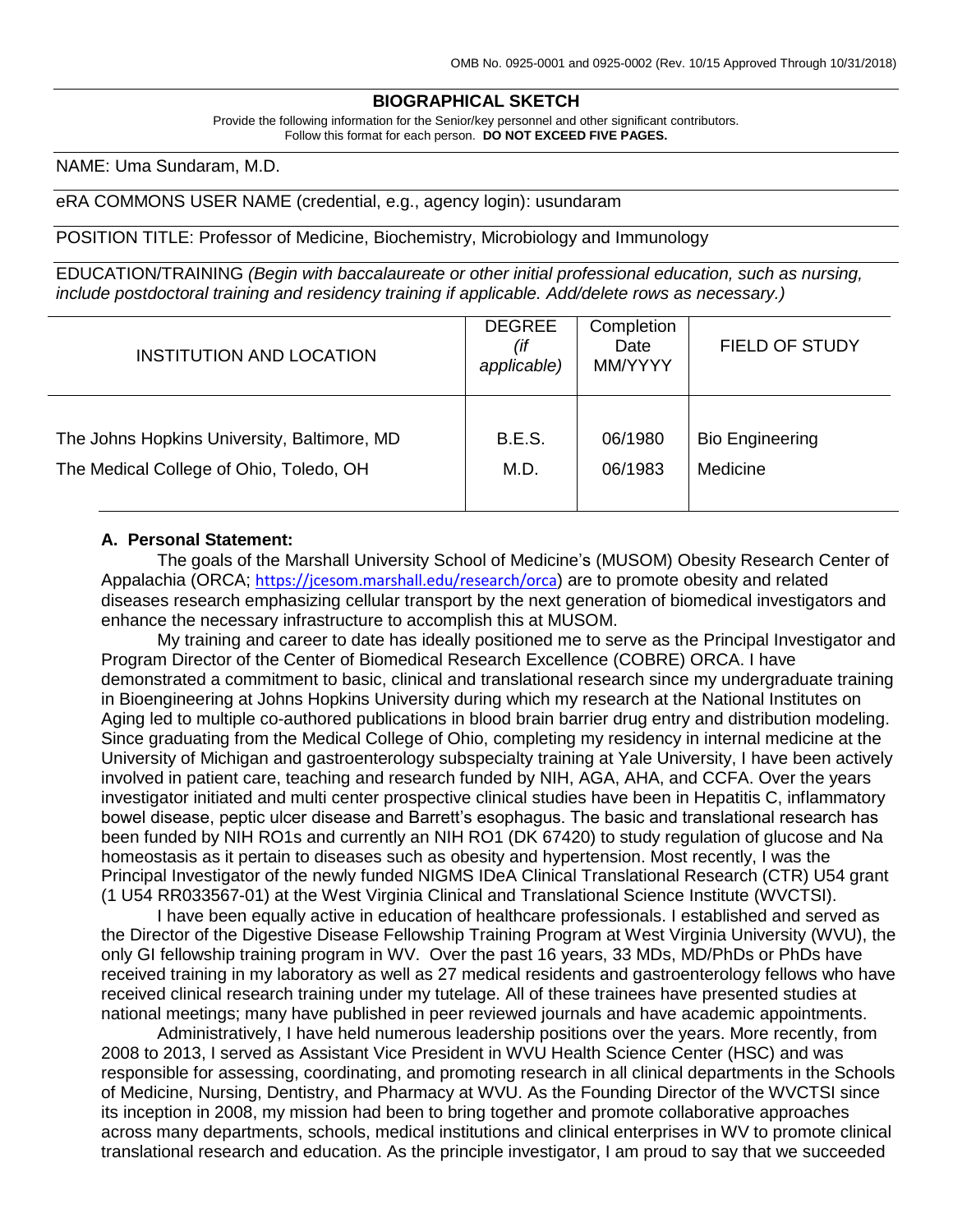## BIOGRAPHICAL SKETCH

Provide the following information for the Senior/key personnel and other significant contributors.
Follow this format for each person. **DO NOT EXCEED FIVE PAGES.**

NAME: Uma Sundaram, M.D.

eRA COMMONS USER NAME (credential, e.g., agency login): usundaram

POSITION TITLE: Professor of Medicine, Biochemistry, Microbiology and Immunology

EDUCATION/TRAINING *(Begin with baccalaureate or other initial professional education, such as nursing, include postdoctoral training and residency training if applicable. Add/delete rows as necessary.)*

| INSTITUTION AND LOCATION | DEGREE *(if applicable)* | Completion Date MM/YYYY | FIELD OF STUDY |
|---|---|---|---|
| The Johns Hopkins University, Baltimore, MD | B.E.S. | 06/1980 | Bio Engineering |
| The Medical College of Ohio, Toledo, OH | M.D. | 06/1983 | Medicine |

### A. Personal Statement:

The goals of the Marshall University School of Medicine's (MUSOM) Obesity Research Center of Appalachia (ORCA; https://jcesom.marshall.edu/research/orca) are to promote obesity and related diseases research emphasizing cellular transport by the next generation of biomedical investigators and enhance the necessary infrastructure to accomplish this at MUSOM.

My training and career to date has ideally positioned me to serve as the Principal Investigator and Program Director of the Center of Biomedical Research Excellence (COBRE) ORCA. I have demonstrated a commitment to basic, clinical and translational research since my undergraduate training in Bioengineering at Johns Hopkins University during which my research at the National Institutes on Aging led to multiple co-authored publications in blood brain barrier drug entry and distribution modeling. Since graduating from the Medical College of Ohio, completing my residency in internal medicine at the University of Michigan and gastroenterology subspecialty training at Yale University, I have been actively involved in patient care, teaching and research funded by NIH, AGA, AHA, and CCFA. Over the years investigator initiated and multi center prospective clinical studies have been in Hepatitis C, inflammatory bowel disease, peptic ulcer disease and Barrett's esophagus. The basic and translational research has been funded by NIH RO1s and currently an NIH RO1 (DK 67420) to study regulation of glucose and Na homeostasis as it pertain to diseases such as obesity and hypertension. Most recently, I was the Principal Investigator of the newly funded NIGMS IDeA Clinical Translational Research (CTR) U54 grant (1 U54 RR033567-01) at the West Virginia Clinical and Translational Science Institute (WVCTSI).

I have been equally active in education of healthcare professionals. I established and served as the Director of the Digestive Disease Fellowship Training Program at West Virginia University (WVU), the only GI fellowship training program in WV. Over the past 16 years, 33 MDs, MD/PhDs or PhDs have received training in my laboratory as well as 27 medical residents and gastroenterology fellows who have received clinical research training under my tutelage. All of these trainees have presented studies at national meetings; many have published in peer reviewed journals and have academic appointments.

Administratively, I have held numerous leadership positions over the years. More recently, from 2008 to 2013, I served as Assistant Vice President in WVU Health Science Center (HSC) and was responsible for assessing, coordinating, and promoting research in all clinical departments in the Schools of Medicine, Nursing, Dentistry, and Pharmacy at WVU. As the Founding Director of the WVCTSI since its inception in 2008, my mission had been to bring together and promote collaborative approaches across many departments, schools, medical institutions and clinical enterprises in WV to promote clinical translational research and education. As the principle investigator, I am proud to say that we succeeded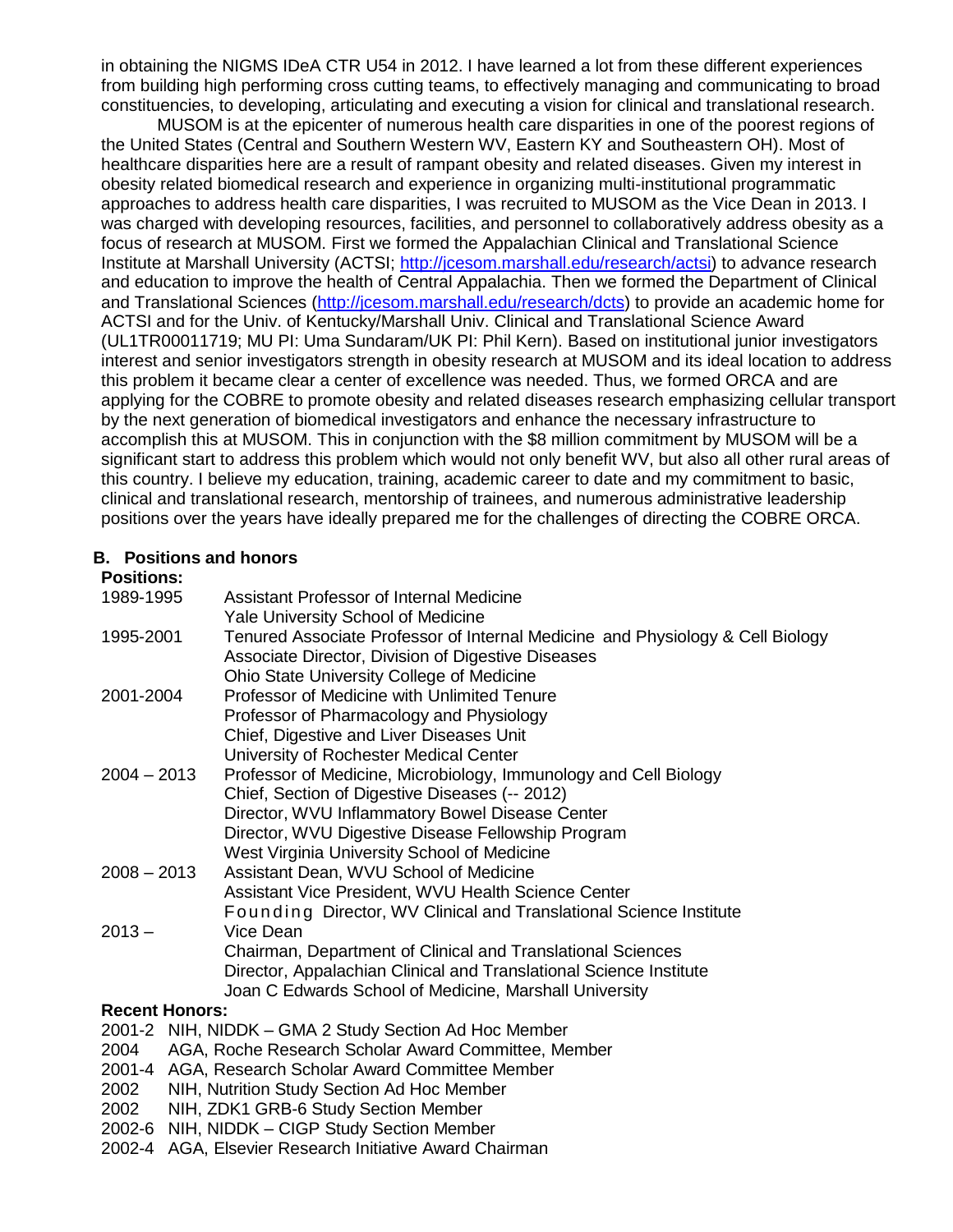in obtaining the NIGMS IDeA CTR U54 in 2012. I have learned a lot from these different experiences from building high performing cross cutting teams, to effectively managing and communicating to broad constituencies, to developing, articulating and executing a vision for clinical and translational research.

MUSOM is at the epicenter of numerous health care disparities in one of the poorest regions of the United States (Central and Southern Western WV, Eastern KY and Southeastern OH). Most of healthcare disparities here are a result of rampant obesity and related diseases. Given my interest in obesity related biomedical research and experience in organizing multi-institutional programmatic approaches to address health care disparities, I was recruited to MUSOM as the Vice Dean in 2013. I was charged with developing resources, facilities, and personnel to collaboratively address obesity as a focus of research at MUSOM. First we formed the Appalachian Clinical and Translational Science Institute at Marshall University (ACTSI; http://jcesom.marshall.edu/research/actsi) to advance research and education to improve the health of Central Appalachia. Then we formed the Department of Clinical and Translational Sciences (http://jcesom.marshall.edu/research/dcts) to provide an academic home for ACTSI and for the Univ. of Kentucky/Marshall Univ. Clinical and Translational Science Award (UL1TR00011719; MU PI: Uma Sundaram/UK PI: Phil Kern). Based on institutional junior investigators interest and senior investigators strength in obesity research at MUSOM and its ideal location to address this problem it became clear a center of excellence was needed. Thus, we formed ORCA and are applying for the COBRE to promote obesity and related diseases research emphasizing cellular transport by the next generation of biomedical investigators and enhance the necessary infrastructure to accomplish this at MUSOM. This in conjunction with the $8 million commitment by MUSOM will be a significant start to address this problem which would not only benefit WV, but also all other rural areas of this country. I believe my education, training, academic career to date and my commitment to basic, clinical and translational research, mentorship of trainees, and numerous administrative leadership positions over the years have ideally prepared me for the challenges of directing the COBRE ORCA.

## B. Positions and honors

**Positions:**

| | |
|---|---|
| 1989-1995 | Assistant Professor of Internal Medicine<br>Yale University School of Medicine |
| 1995-2001 | Tenured Associate Professor of Internal Medicine and Physiology & Cell Biology<br>Associate Director, Division of Digestive Diseases<br>Ohio State University College of Medicine |
| 2001-2004 | Professor of Medicine with Unlimited Tenure<br>Professor of Pharmacology and Physiology<br>Chief, Digestive and Liver Diseases Unit<br>University of Rochester Medical Center |
| 2004 – 2013 | Professor of Medicine, Microbiology, Immunology and Cell Biology<br>Chief, Section of Digestive Diseases (-- 2012)<br>Director, WVU Inflammatory Bowel Disease Center<br>Director, WVU Digestive Disease Fellowship Program<br>West Virginia University School of Medicine |
| 2008 – 2013 | Assistant Dean, WVU School of Medicine<br>Assistant Vice President, WVU Health Science Center<br>Founding Director, WV Clinical and Translational Science Institute |
| 2013 – | Vice Dean<br>Chairman, Department of Clinical and Translational Sciences<br>Director, Appalachian Clinical and Translational Science Institute<br>Joan C Edwards School of Medicine, Marshall University |

**Recent Honors:**

- 2001-2 NIH, NIDDK – GMA 2 Study Section Ad Hoc Member
- 2004 AGA, Roche Research Scholar Award Committee, Member
- 2001-4 AGA, Research Scholar Award Committee Member
- 2002 NIH, Nutrition Study Section Ad Hoc Member
- 2002 NIH, ZDK1 GRB-6 Study Section Member
- 2002-6 NIH, NIDDK – CIGP Study Section Member
- 2002-4 AGA, Elsevier Research Initiative Award Chairman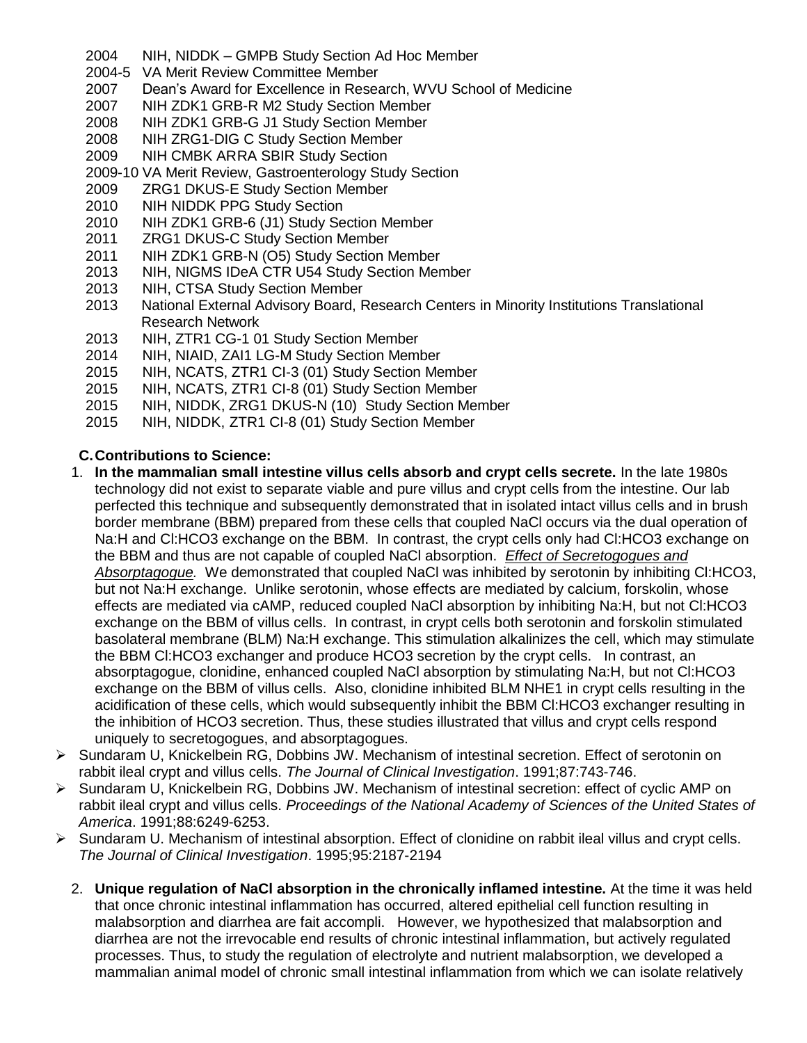2004 NIH, NIDDK – GMPB Study Section Ad Hoc Member
2004-5 VA Merit Review Committee Member
2007 Dean's Award for Excellence in Research, WVU School of Medicine
2007 NIH ZDK1 GRB-R M2 Study Section Member
2008 NIH ZDK1 GRB-G J1 Study Section Member
2008 NIH ZRG1-DIG C Study Section Member
2009 NIH CMBK ARRA SBIR Study Section
2009-10 VA Merit Review, Gastroenterology Study Section
2009 ZRG1 DKUS-E Study Section Member
2010 NIH NIDDK PPG Study Section
2010 NIH ZDK1 GRB-6 (J1) Study Section Member
2011 ZRG1 DKUS-C Study Section Member
2011 NIH ZDK1 GRB-N (O5) Study Section Member
2013 NIH, NIGMS IDeA CTR U54 Study Section Member
2013 NIH, CTSA Study Section Member
2013 National External Advisory Board, Research Centers in Minority Institutions Translational Research Network
2013 NIH, ZTR1 CG-1 01 Study Section Member
2014 NIH, NIAID, ZAI1 LG-M Study Section Member
2015 NIH, NCATS, ZTR1 CI-3 (01) Study Section Member
2015 NIH, NCATS, ZTR1 CI-8 (01) Study Section Member
2015 NIH, NIDDK, ZRG1 DKUS-N (10) Study Section Member
2015 NIH, NIDDK, ZTR1 CI-8 (01) Study Section Member

**C. Contributions to Science:**

1. **In the mammalian small intestine villus cells absorb and crypt cells secrete.** In the late 1980s technology did not exist to separate viable and pure villus and crypt cells from the intestine. Our lab perfected this technique and subsequently demonstrated that in isolated intact villus cells and in brush border membrane (BBM) prepared from these cells that coupled NaCl occurs via the dual operation of Na:H and Cl:HCO3 exchange on the BBM. In contrast, the crypt cells only had Cl:HCO3 exchange on the BBM and thus are not capable of coupled NaCl absorption. *Effect of Secretogogues and Absorptagogue.* We demonstrated that coupled NaCl was inhibited by serotonin by inhibiting Cl:HCO3, but not Na:H exchange. Unlike serotonin, whose effects are mediated by calcium, forskolin, whose effects are mediated via cAMP, reduced coupled NaCl absorption by inhibiting Na:H, but not Cl:HCO3 exchange on the BBM of villus cells. In contrast, in crypt cells both serotonin and forskolin stimulated basolateral membrane (BLM) Na:H exchange. This stimulation alkalinizes the cell, which may stimulate the BBM Cl:HCO3 exchanger and produce HCO3 secretion by the crypt cells. In contrast, an absorptagogue, clonidine, enhanced coupled NaCl absorption by stimulating Na:H, but not Cl:HCO3 exchange on the BBM of villus cells. Also, clonidine inhibited BLM NHE1 in crypt cells resulting in the acidification of these cells, which would subsequently inhibit the BBM Cl:HCO3 exchanger resulting in the inhibition of HCO3 secretion. Thus, these studies illustrated that villus and crypt cells respond uniquely to secretogogues, and absorptagogues.

- Sundaram U, Knickelbein RG, Dobbins JW. Mechanism of intestinal secretion. Effect of serotonin on rabbit ileal crypt and villus cells. *The Journal of Clinical Investigation*. 1991;87:743-746.
- Sundaram U, Knickelbein RG, Dobbins JW. Mechanism of intestinal secretion: effect of cyclic AMP on rabbit ileal crypt and villus cells. *Proceedings of the National Academy of Sciences of the United States of America*. 1991;88:6249-6253.
- Sundaram U. Mechanism of intestinal absorption. Effect of clonidine on rabbit ileal villus and crypt cells. *The Journal of Clinical Investigation*. 1995;95:2187-2194

2. **Unique regulation of NaCl absorption in the chronically inflamed intestine.** At the time it was held that once chronic intestinal inflammation has occurred, altered epithelial cell function resulting in malabsorption and diarrhea are fait accompli. However, we hypothesized that malabsorption and diarrhea are not the irrevocable end results of chronic intestinal inflammation, but actively regulated processes. Thus, to study the regulation of electrolyte and nutrient malabsorption, we developed a mammalian animal model of chronic small intestinal inflammation from which we can isolate relatively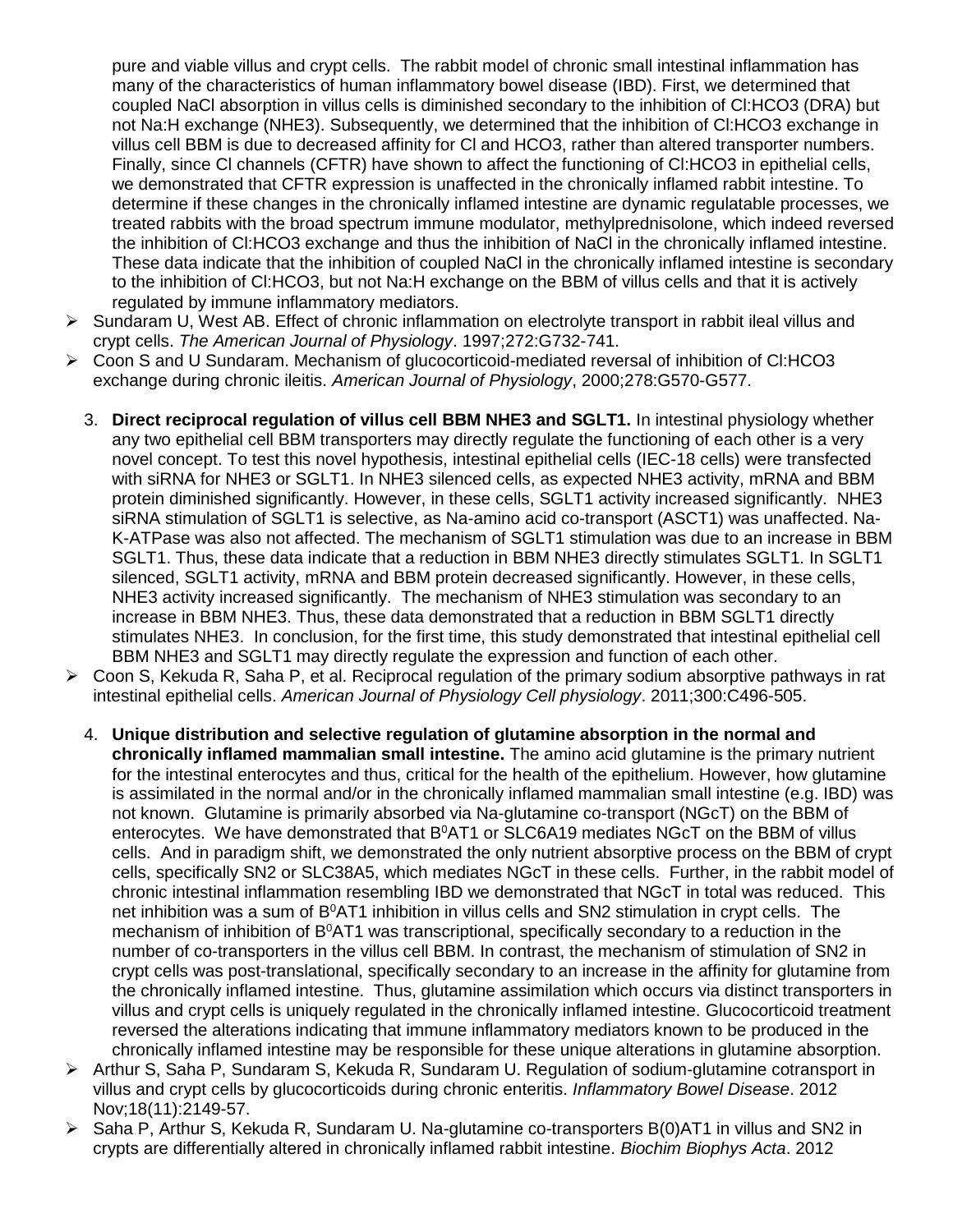pure and viable villus and crypt cells. The rabbit model of chronic small intestinal inflammation has many of the characteristics of human inflammatory bowel disease (IBD). First, we determined that coupled NaCl absorption in villus cells is diminished secondary to the inhibition of Cl:HCO3 (DRA) but not Na:H exchange (NHE3). Subsequently, we determined that the inhibition of Cl:HCO3 exchange in villus cell BBM is due to decreased affinity for Cl and HCO3, rather than altered transporter numbers. Finally, since Cl channels (CFTR) have shown to affect the functioning of Cl:HCO3 in epithelial cells, we demonstrated that CFTR expression is unaffected in the chronically inflamed rabbit intestine. To determine if these changes in the chronically inflamed intestine are dynamic regulatable processes, we treated rabbits with the broad spectrum immune modulator, methylprednisolone, which indeed reversed the inhibition of Cl:HCO3 exchange and thus the inhibition of NaCl in the chronically inflamed intestine. These data indicate that the inhibition of coupled NaCl in the chronically inflamed intestine is secondary to the inhibition of Cl:HCO3, but not Na:H exchange on the BBM of villus cells and that it is actively regulated by immune inflammatory mediators.

- Sundaram U, West AB. Effect of chronic inflammation on electrolyte transport in rabbit ileal villus and crypt cells. *The American Journal of Physiology*. 1997;272:G732-741.
- Coon S and U Sundaram. Mechanism of glucocorticoid-mediated reversal of inhibition of Cl:HCO3 exchange during chronic ileitis. *American Journal of Physiology*, 2000;278:G570-G577.

3. **Direct reciprocal regulation of villus cell BBM NHE3 and SGLT1.** In intestinal physiology whether any two epithelial cell BBM transporters may directly regulate the functioning of each other is a very novel concept. To test this novel hypothesis, intestinal epithelial cells (IEC-18 cells) were transfected with siRNA for NHE3 or SGLT1. In NHE3 silenced cells, as expected NHE3 activity, mRNA and BBM protein diminished significantly. However, in these cells, SGLT1 activity increased significantly. NHE3 siRNA stimulation of SGLT1 is selective, as Na-amino acid co-transport (ASCT1) was unaffected. Na-K-ATPase was also not affected. The mechanism of SGLT1 stimulation was due to an increase in BBM SGLT1. Thus, these data indicate that a reduction in BBM NHE3 directly stimulates SGLT1. In SGLT1 silenced, SGLT1 activity, mRNA and BBM protein decreased significantly. However, in these cells, NHE3 activity increased significantly. The mechanism of NHE3 stimulation was secondary to an increase in BBM NHE3. Thus, these data demonstrated that a reduction in BBM SGLT1 directly stimulates NHE3. In conclusion, for the first time, this study demonstrated that intestinal epithelial cell BBM NHE3 and SGLT1 may directly regulate the expression and function of each other.

- Coon S, Kekuda R, Saha P, et al. Reciprocal regulation of the primary sodium absorptive pathways in rat intestinal epithelial cells. *American Journal of Physiology Cell physiology*. 2011;300:C496-505.

4. **Unique distribution and selective regulation of glutamine absorption in the normal and chronically inflamed mammalian small intestine.** The amino acid glutamine is the primary nutrient for the intestinal enterocytes and thus, critical for the health of the epithelium. However, how glutamine is assimilated in the normal and/or in the chronically inflamed mammalian small intestine (e.g. IBD) was not known. Glutamine is primarily absorbed via Na-glutamine co-transport (NGcT) on the BBM of enterocytes. We have demonstrated that $B^0$AT1 or SLC6A19 mediates NGcT on the BBM of villus cells. And in paradigm shift, we demonstrated the only nutrient absorptive process on the BBM of crypt cells, specifically SN2 or SLC38A5, which mediates NGcT in these cells. Further, in the rabbit model of chronic intestinal inflammation resembling IBD we demonstrated that NGcT in total was reduced. This net inhibition was a sum of $B^0$AT1 inhibition in villus cells and SN2 stimulation in crypt cells. The mechanism of inhibition of $B^0$AT1 was transcriptional, specifically secondary to a reduction in the number of co-transporters in the villus cell BBM. In contrast, the mechanism of stimulation of SN2 in crypt cells was post-translational, specifically secondary to an increase in the affinity for glutamine from the chronically inflamed intestine. Thus, glutamine assimilation which occurs via distinct transporters in villus and crypt cells is uniquely regulated in the chronically inflamed intestine. Glucocorticoid treatment reversed the alterations indicating that immune inflammatory mediators known to be produced in the chronically inflamed intestine may be responsible for these unique alterations in glutamine absorption.

- Arthur S, Saha P, Sundaram S, Kekuda R, Sundaram U. Regulation of sodium-glutamine cotransport in villus and crypt cells by glucocorticoids during chronic enteritis. *Inflammatory Bowel Disease*. 2012 Nov;18(11):2149-57.
- Saha P, Arthur S, Kekuda R, Sundaram U. Na-glutamine co-transporters B(0)AT1 in villus and SN2 in crypts are differentially altered in chronically inflamed rabbit intestine. *Biochim Biophys Acta*. 2012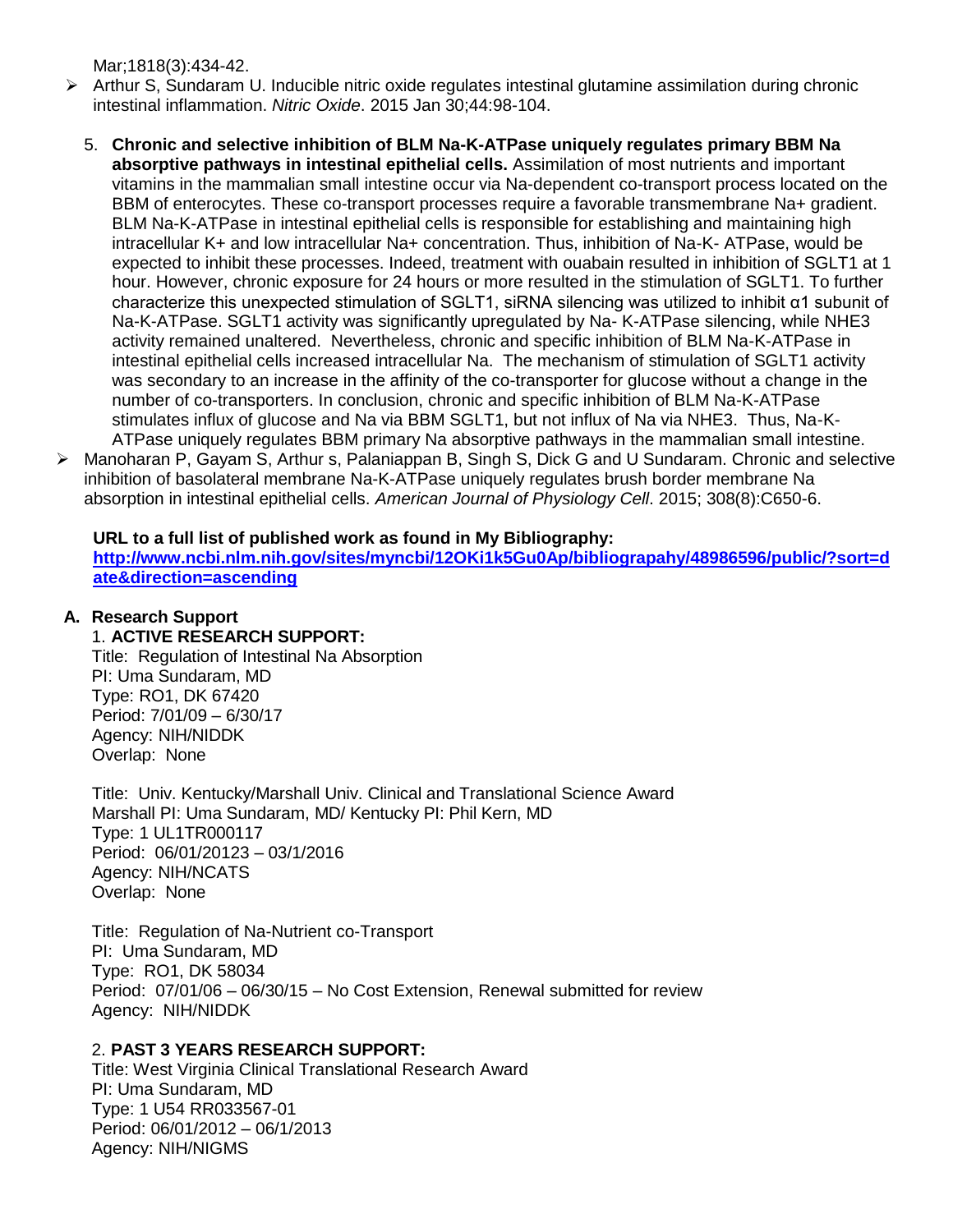Mar;1818(3):434-42.

- Arthur S, Sundaram U. Inducible nitric oxide regulates intestinal glutamine assimilation during chronic intestinal inflammation. *Nitric Oxide*. 2015 Jan 30;44:98-104.

5. **Chronic and selective inhibition of BLM Na-K-ATPase uniquely regulates primary BBM Na absorptive pathways in intestinal epithelial cells.** Assimilation of most nutrients and important vitamins in the mammalian small intestine occur via Na-dependent co-transport process located on the BBM of enterocytes. These co-transport processes require a favorable transmembrane Na+ gradient. BLM Na-K-ATPase in intestinal epithelial cells is responsible for establishing and maintaining high intracellular K+ and low intracellular Na+ concentration. Thus, inhibition of Na-K- ATPase, would be expected to inhibit these processes. Indeed, treatment with ouabain resulted in inhibition of SGLT1 at 1 hour. However, chronic exposure for 24 hours or more resulted in the stimulation of SGLT1. To further characterize this unexpected stimulation of SGLT1, siRNA silencing was utilized to inhibit α1 subunit of Na-K-ATPase. SGLT1 activity was significantly upregulated by Na- K-ATPase silencing, while NHE3 activity remained unaltered. Nevertheless, chronic and specific inhibition of BLM Na-K-ATPase in intestinal epithelial cells increased intracellular Na. The mechanism of stimulation of SGLT1 activity was secondary to an increase in the affinity of the co-transporter for glucose without a change in the number of co-transporters. In conclusion, chronic and specific inhibition of BLM Na-K-ATPase stimulates influx of glucose and Na via BBM SGLT1, but not influx of Na via NHE3. Thus, Na-K-ATPase uniquely regulates BBM primary Na absorptive pathways in the mammalian small intestine.

- Manoharan P, Gayam S, Arthur s, Palaniappan B, Singh S, Dick G and U Sundaram. Chronic and selective inhibition of basolateral membrane Na-K-ATPase uniquely regulates brush border membrane Na absorption in intestinal epithelial cells. *American Journal of Physiology Cell*. 2015; 308(8):C650-6.

**URL to a full list of published work as found in My Bibliography:**
**http://www.ncbi.nlm.nih.gov/sites/myncbi/12OKi1k5Gu0Ap/bibliograpahy/48986596/public/?sort=date&direction=ascending**

## A. Research Support

1. **ACTIVE RESEARCH SUPPORT:**

Title: Regulation of Intestinal Na Absorption
PI: Uma Sundaram, MD
Type: RO1, DK 67420
Period: 7/01/09 – 6/30/17
Agency: NIH/NIDDK
Overlap: None

Title: Univ. Kentucky/Marshall Univ. Clinical and Translational Science Award
Marshall PI: Uma Sundaram, MD/ Kentucky PI: Phil Kern, MD
Type: 1 UL1TR000117
Period: 06/01/20123 – 03/1/2016
Agency: NIH/NCATS
Overlap: None

Title: Regulation of Na-Nutrient co-Transport
PI: Uma Sundaram, MD
Type: RO1, DK 58034
Period: 07/01/06 – 06/30/15 – No Cost Extension, Renewal submitted for review
Agency: NIH/NIDDK

2. **PAST 3 YEARS RESEARCH SUPPORT:**

Title: West Virginia Clinical Translational Research Award
PI: Uma Sundaram, MD
Type: 1 U54 RR033567-01
Period: 06/01/2012 – 06/1/2013
Agency: NIH/NIGMS